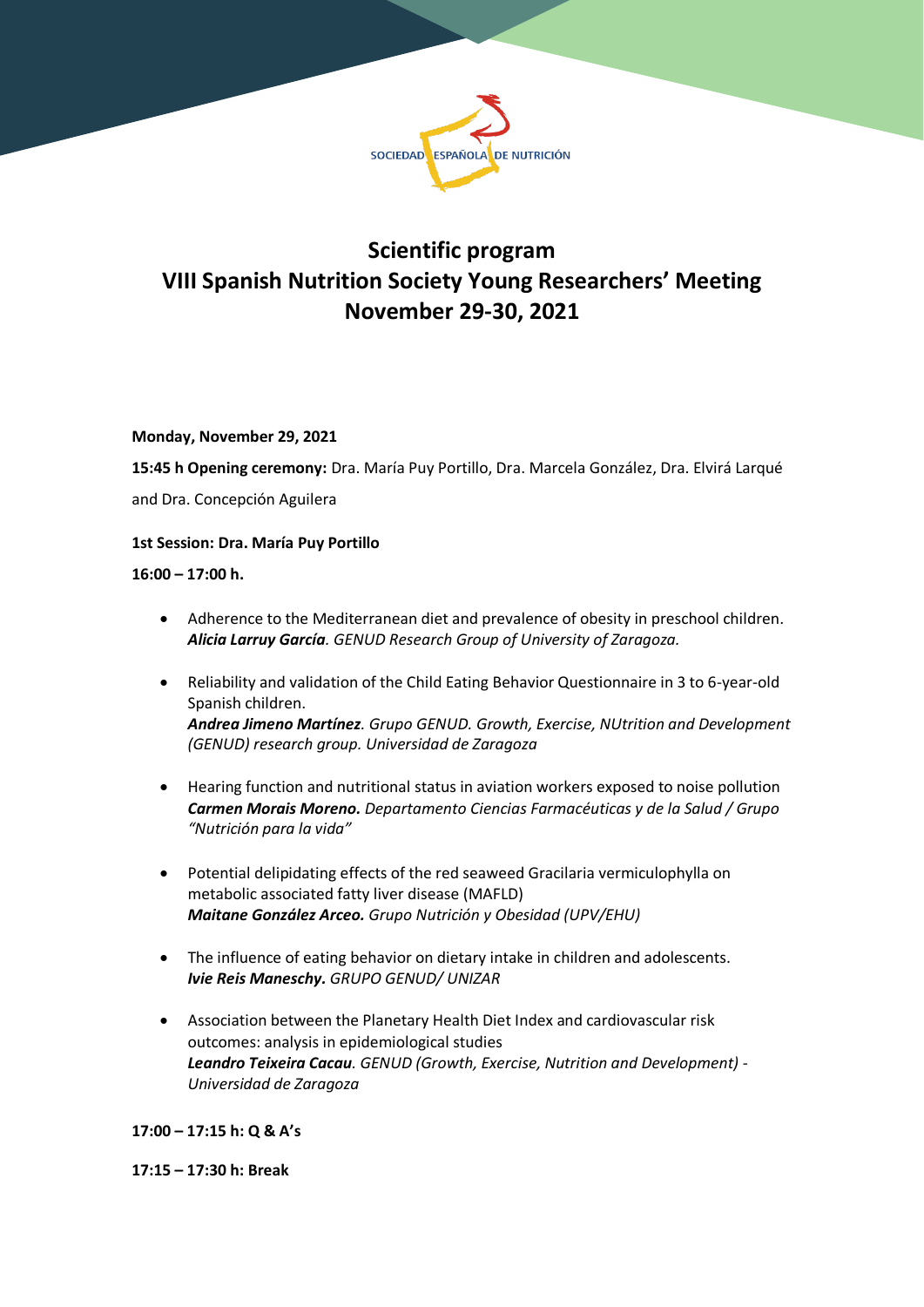SOCIEDAD ESPAÑOLA DE NUTRICIÓN

# Scientific program
# VIII Spanish Nutrition Society Young Researchers' Meeting
# November 29-30, 2021

**Monday, November 29, 2021**

**15:45 h Opening ceremony:** Dra. María Puy Portillo, Dra. Marcela González, Dra. Elvirá Larqué and Dra. Concepción Aguilera

**1st Session: Dra. María Puy Portillo**

**16:00 – 17:00 h.**

- Adherence to the Mediterranean diet and prevalence of obesity in preschool children.
  ***Alicia Larruy García**. GENUD Research Group of University of Zaragoza.*

- Reliability and validation of the Child Eating Behavior Questionnaire in 3 to 6-year-old Spanish children.
  ***Andrea Jimeno Martínez**. Grupo GENUD. Growth, Exercise, NUtrition and Development (GENUD) research group. Universidad de Zaragoza*

- Hearing function and nutritional status in aviation workers exposed to noise pollution
  ***Carmen Morais Moreno.** Departamento Ciencias Farmacéuticas y de la Salud / Grupo "Nutrición para la vida"*

- Potential delipidating effects of the red seaweed Gracilaria vermiculophylla on metabolic associated fatty liver disease (MAFLD)
  ***Maitane González Arceo.** Grupo Nutrición y Obesidad (UPV/EHU)*

- The influence of eating behavior on dietary intake in children and adolescents.
  ***Ivie Reis Maneschy.** GRUPO GENUD/ UNIZAR*

- Association between the Planetary Health Diet Index and cardiovascular risk outcomes: analysis in epidemiological studies
  ***Leandro Teixeira Cacau**. GENUD (Growth, Exercise, Nutrition and Development) - Universidad de Zaragoza*

**17:00 – 17:15 h: Q & A's**

**17:15 – 17:30 h: Break**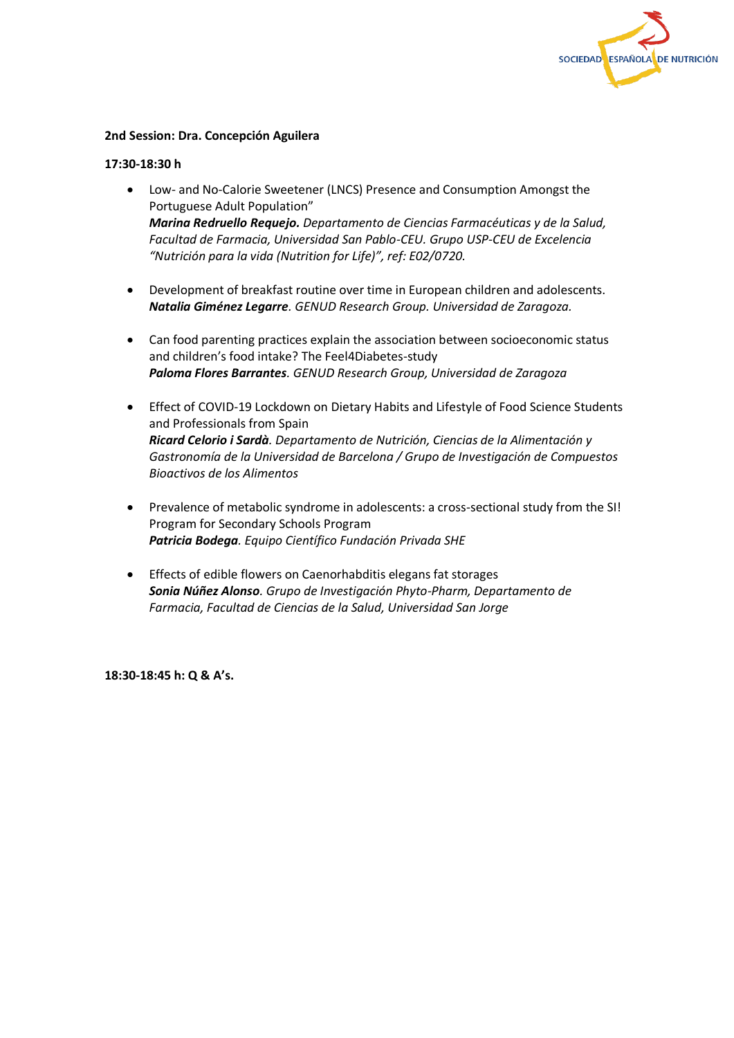**2nd Session: Dra. Concepción Aguilera**

**17:30-18:30 h**

- Low- and No-Calorie Sweetener (LNCS) Presence and Consumption Amongst the Portuguese Adult Population"
  ***Marina Redruello Requejo.*** *Departamento de Ciencias Farmacéuticas y de la Salud, Facultad de Farmacia, Universidad San Pablo-CEU. Grupo USP-CEU de Excelencia "Nutrición para la vida (Nutrition for Life)", ref: E02/0720.*

- Development of breakfast routine over time in European children and adolescents.
  ***Natalia Giménez Legarre****. GENUD Research Group. Universidad de Zaragoza.*

- Can food parenting practices explain the association between socioeconomic status and children's food intake? The Feel4Diabetes-study
  ***Paloma Flores Barrantes****. GENUD Research Group, Universidad de Zaragoza*

- Effect of COVID-19 Lockdown on Dietary Habits and Lifestyle of Food Science Students and Professionals from Spain
  ***Ricard Celorio i Sardà****. Departamento de Nutrición, Ciencias de la Alimentación y Gastronomía de la Universidad de Barcelona / Grupo de Investigación de Compuestos Bioactivos de los Alimentos*

- Prevalence of metabolic syndrome in adolescents: a cross-sectional study from the SI! Program for Secondary Schools Program
  ***Patricia Bodega****. Equipo Científico Fundación Privada SHE*

- Effects of edible flowers on Caenorhabditis elegans fat storages
  ***Sonia Núñez Alonso****. Grupo de Investigación Phyto-Pharm, Departamento de Farmacia, Facultad de Ciencias de la Salud, Universidad San Jorge*

**18:30-18:45 h: Q & A's.**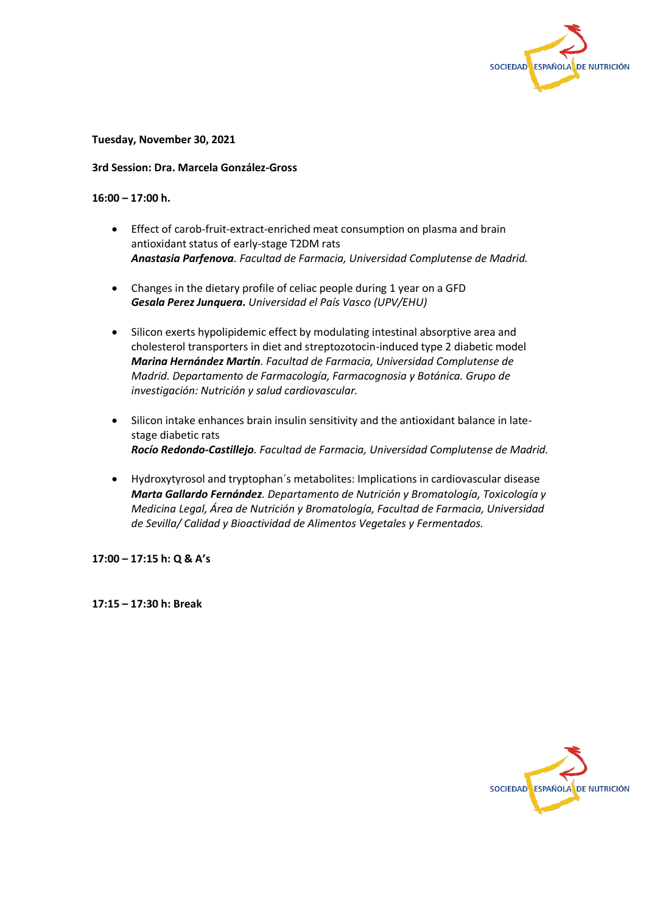**Tuesday, November 30, 2021**

**3rd Session: Dra. Marcela González-Gross**

**16:00 – 17:00 h.**

- Effect of carob-fruit-extract-enriched meat consumption on plasma and brain antioxidant status of early-stage T2DM rats
  ***Anastasia Parfenova***. *Facultad de Farmacia, Universidad Complutense de Madrid.*

- Changes in the dietary profile of celiac people during 1 year on a GFD
  ***Gesala Perez Junquera.*** *Universidad el País Vasco (UPV/EHU)*

- Silicon exerts hypolipidemic effect by modulating intestinal absorptive area and cholesterol transporters in diet and streptozotocin-induced type 2 diabetic model
  ***Marina Hernández Martín***. *Facultad de Farmacia, Universidad Complutense de Madrid. Departamento de Farmacología, Farmacognosia y Botánica. Grupo de investigación: Nutrición y salud cardiovascular.*

- Silicon intake enhances brain insulin sensitivity and the antioxidant balance in late-stage diabetic rats
  ***Rocío Redondo-Castillejo***. *Facultad de Farmacia, Universidad Complutense de Madrid.*

- Hydroxytyrosol and tryptophan´s metabolites: Implications in cardiovascular disease
  ***Marta Gallardo Fernández***. *Departamento de Nutrición y Bromatología, Toxicología y Medicina Legal, Área de Nutrición y Bromatología, Facultad de Farmacia, Universidad de Sevilla/ Calidad y Bioactividad de Alimentos Vegetales y Fermentados.*

**17:00 – 17:15 h: Q & A's**

**17:15 – 17:30 h: Break**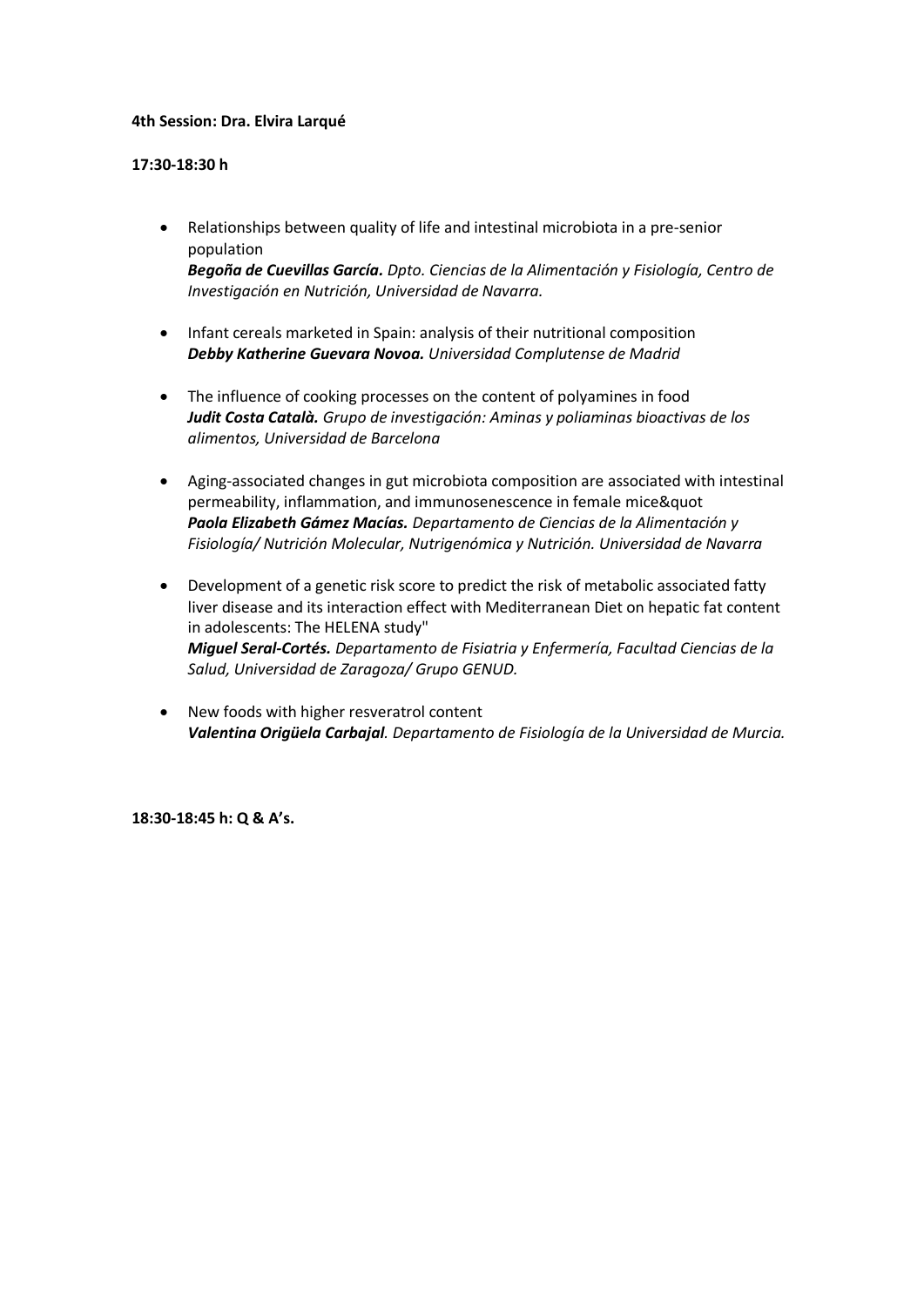**4th Session: Dra. Elvira Larqué**

**17:30-18:30 h**

- Relationships between quality of life and intestinal microbiota in a pre-senior population
  ***Begoña de Cuevillas García.*** *Dpto. Ciencias de la Alimentación y Fisiología, Centro de Investigación en Nutrición, Universidad de Navarra.*

- Infant cereals marketed in Spain: analysis of their nutritional composition
  ***Debby Katherine Guevara Novoa.*** *Universidad Complutense de Madrid*

- The influence of cooking processes on the content of polyamines in food
  ***Judit Costa Català.*** *Grupo de investigación: Aminas y poliaminas bioactivas de los alimentos, Universidad de Barcelona*

- Aging-associated changes in gut microbiota composition are associated with intestinal permeability, inflammation, and immunosenescence in female mice&quot
  ***Paola Elizabeth Gámez Macías.*** *Departamento de Ciencias de la Alimentación y Fisiología/ Nutrición Molecular, Nutrigenómica y Nutrición. Universidad de Navarra*

- Development of a genetic risk score to predict the risk of metabolic associated fatty liver disease and its interaction effect with Mediterranean Diet on hepatic fat content in adolescents: The HELENA study"
  ***Miguel Seral-Cortés.*** *Departamento de Fisiatria y Enfermería, Facultad Ciencias de la Salud, Universidad de Zaragoza/ Grupo GENUD.*

- New foods with higher resveratrol content
  ***Valentina Origüela Carbajal****. Departamento de Fisiología de la Universidad de Murcia.*

**18:30-18:45 h: Q & A's.**